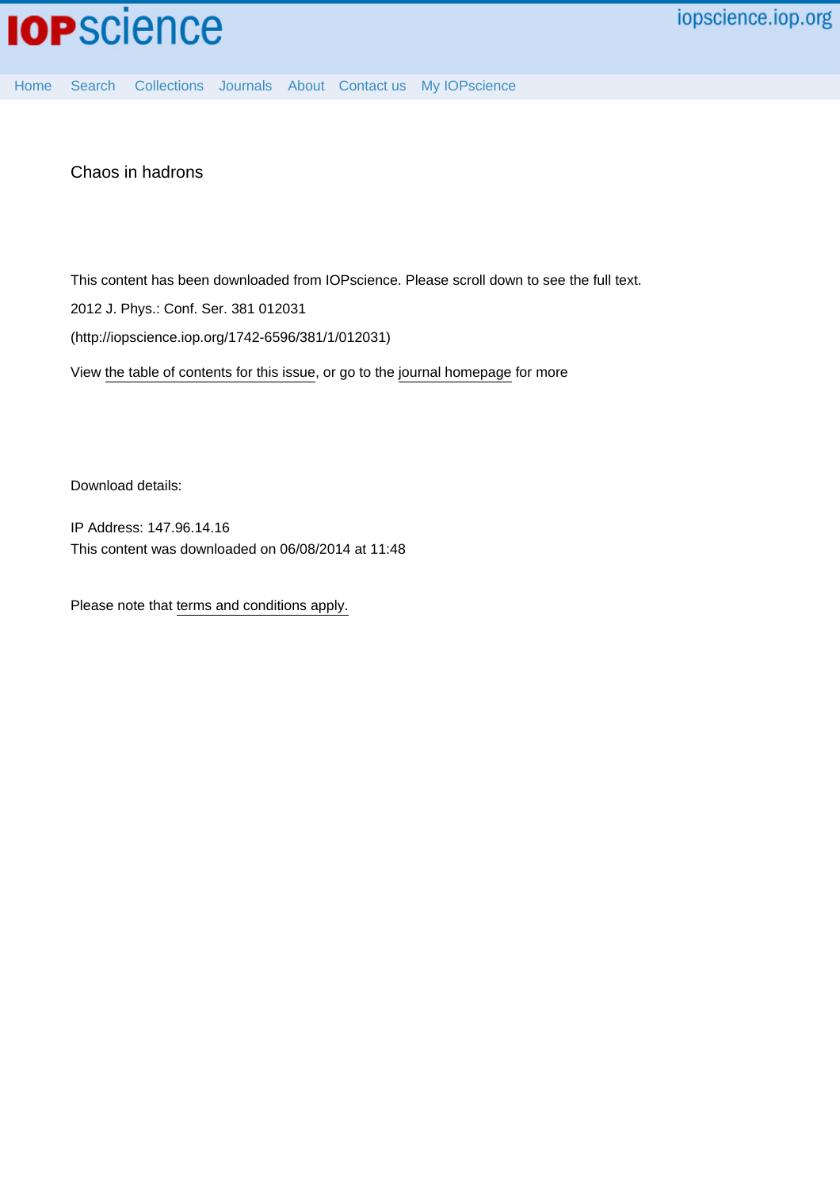Chaos in hadrons

This content has been downloaded from IOPscience. Please scroll down to see the full text.

2012 J. Phys.: Conf. Ser. 381 012031

(http://iopscience.iop.org/1742-6596/381/1/012031)

View the table of contents for this issue, or go to the journal homepage for more

Download details:

IP Address: 147.96.14.16

This content was downloaded on 06/08/2014 at 11:48

Please note that terms and conditions apply.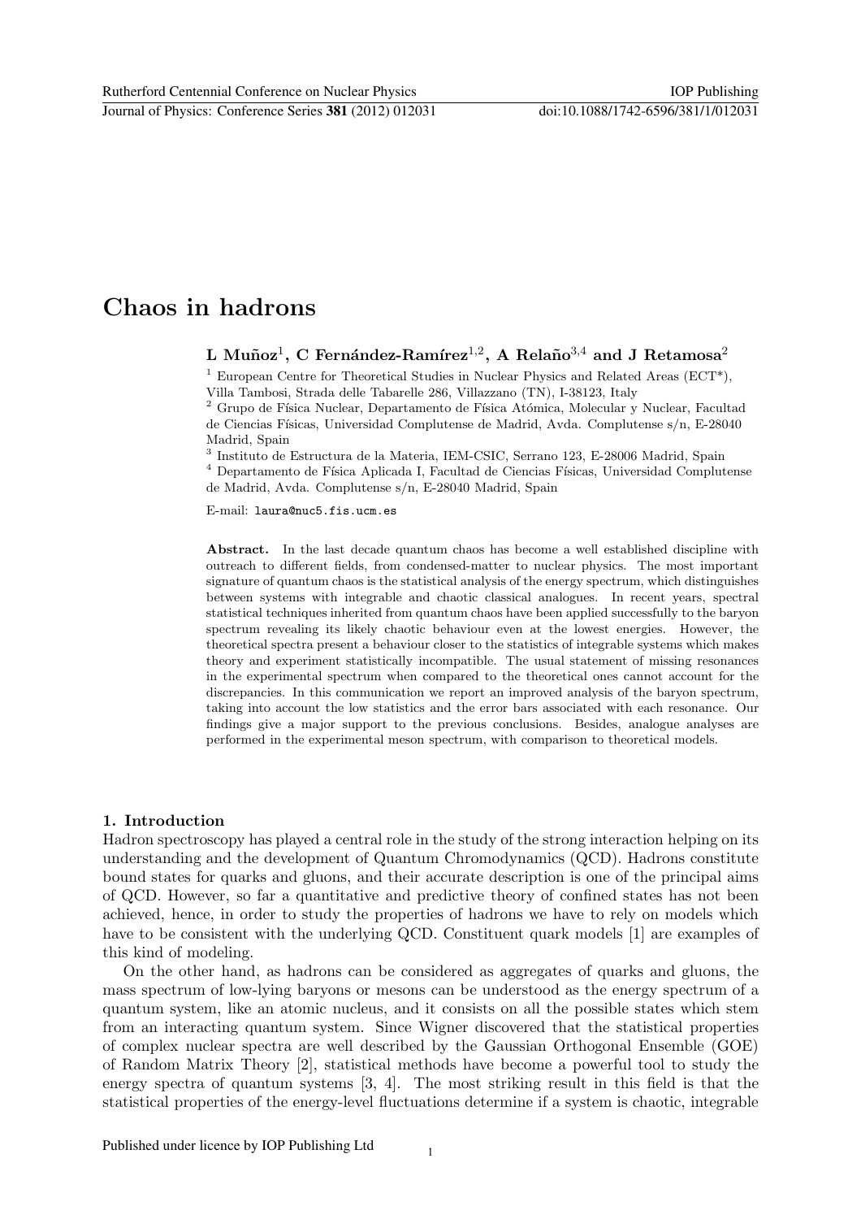# Chaos in hadrons

**L Muñoz**[1], **C Fernández-Ramírez**[1,2], **A Relaño**[3,4] **and J Retamosa**[2]

[1] European Centre for Theoretical Studies in Nuclear Physics and Related Areas (ECT*), Villa Tambosi, Strada delle Tabarelle 286, Villazzano (TN), I-38123, Italy

[2] Grupo de Física Nuclear, Departamento de Física Atómica, Molecular y Nuclear, Facultad de Ciencias Físicas, Universidad Complutense de Madrid, Avda. Complutense s/n, E-28040 Madrid, Spain

[3] Instituto de Estructura de la Materia, IEM-CSIC, Serrano 123, E-28006 Madrid, Spain

[4] Departamento de Física Aplicada I, Facultad de Ciencias Físicas, Universidad Complutense de Madrid, Avda. Complutense s/n, E-28040 Madrid, Spain

E-mail: `laura@nuc5.fis.ucm.es`

**Abstract.** In the last decade quantum chaos has become a well established discipline with outreach to different fields, from condensed-matter to nuclear physics. The most important signature of quantum chaos is the statistical analysis of the energy spectrum, which distinguishes between systems with integrable and chaotic classical analogues. In recent years, spectral statistical techniques inherited from quantum chaos have been applied successfully to the baryon spectrum revealing its likely chaotic behaviour even at the lowest energies. However, the theoretical spectra present a behaviour closer to the statistics of integrable systems which makes theory and experiment statistically incompatible. The usual statement of missing resonances in the experimental spectrum when compared to the theoretical ones cannot account for the discrepancies. In this communication we report an improved analysis of the baryon spectrum, taking into account the low statistics and the error bars associated with each resonance. Our findings give a major support to the previous conclusions. Besides, analogue analyses are performed in the experimental meson spectrum, with comparison to theoretical models.

## 1. Introduction

Hadron spectroscopy has played a central role in the study of the strong interaction helping on its understanding and the development of Quantum Chromodynamics (QCD). Hadrons constitute bound states for quarks and gluons, and their accurate description is one of the principal aims of QCD. However, so far a quantitative and predictive theory of confined states has not been achieved, hence, in order to study the properties of hadrons we have to rely on models which have to be consistent with the underlying QCD. Constituent quark models [1] are examples of this kind of modeling.

On the other hand, as hadrons can be considered as aggregates of quarks and gluons, the mass spectrum of low-lying baryons or mesons can be understood as the energy spectrum of a quantum system, like an atomic nucleus, and it consists on all the possible states which stem from an interacting quantum system. Since Wigner discovered that the statistical properties of complex nuclear spectra are well described by the Gaussian Orthogonal Ensemble (GOE) of Random Matrix Theory [2], statistical methods have become a powerful tool to study the energy spectra of quantum systems [3, 4]. The most striking result in this field is that the statistical properties of the energy-level fluctuations determine if a system is chaotic, integrable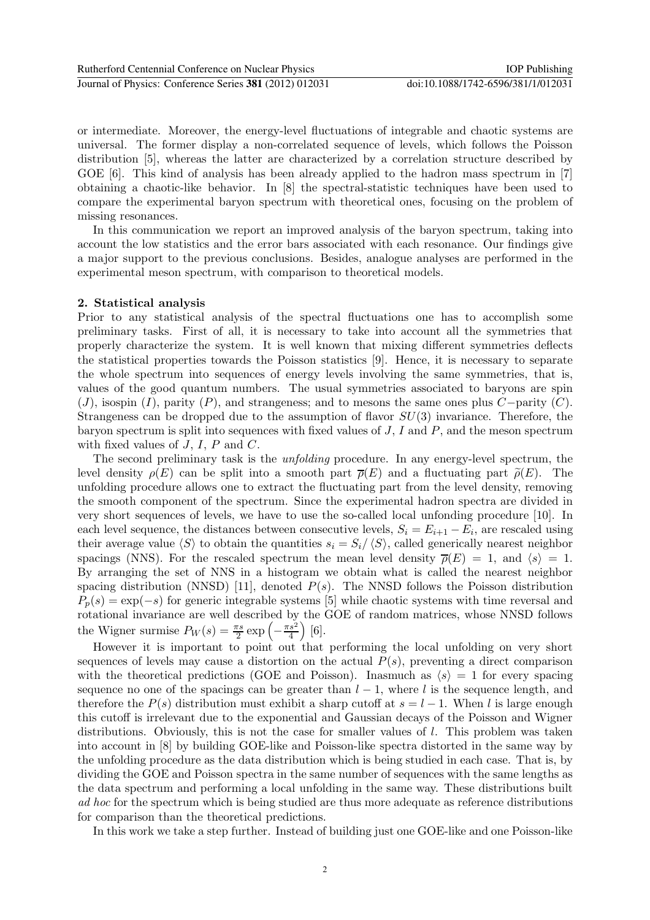or intermediate. Moreover, the energy-level fluctuations of integrable and chaotic systems are universal. The former display a non-correlated sequence of levels, which follows the Poisson distribution [5], whereas the latter are characterized by a correlation structure described by GOE [6]. This kind of analysis has been already applied to the hadron mass spectrum in [7] obtaining a chaotic-like behavior. In [8] the spectral-statistic techniques have been used to compare the experimental baryon spectrum with theoretical ones, focusing on the problem of missing resonances.

In this communication we report an improved analysis of the baryon spectrum, taking into account the low statistics and the error bars associated with each resonance. Our findings give a major support to the previous conclusions. Besides, analogue analyses are performed in the experimental meson spectrum, with comparison to theoretical models.

## 2. Statistical analysis

Prior to any statistical analysis of the spectral fluctuations one has to accomplish some preliminary tasks. First of all, it is necessary to take into account all the symmetries that properly characterize the system. It is well known that mixing different symmetries deflects the statistical properties towards the Poisson statistics [9]. Hence, it is necessary to separate the whole spectrum into sequences of energy levels involving the same symmetries, that is, values of the good quantum numbers. The usual symmetries associated to baryons are spin ($J$), isospin ($I$), parity ($P$), and strangeness; and to mesons the same ones plus $C-$parity ($C$). Strangeness can be dropped due to the assumption of flavor $SU(3)$ invariance. Therefore, the baryon spectrum is split into sequences with fixed values of $J$, $I$ and $P$, and the meson spectrum with fixed values of $J$, $I$, $P$ and $C$.

The second preliminary task is the *unfolding* procedure. In any energy-level spectrum, the level density $\rho(E)$ can be split into a smooth part $\overline{\rho}(E)$ and a fluctuating part $\widetilde{\rho}(E)$. The unfolding procedure allows one to extract the fluctuating part from the level density, removing the smooth component of the spectrum. Since the experimental hadron spectra are divided in very short sequences of levels, we have to use the so-called local unfonding procedure [10]. In each level sequence, the distances between consecutive levels, $S_i = E_{i+1} - E_i$, are rescaled using their average value $\langle S \rangle$ to obtain the quantities $s_i = S_i / \langle S \rangle$, called generically nearest neighbor spacings (NNS). For the rescaled spectrum the mean level density $\overline{\rho}(E) = 1$, and $\langle s \rangle = 1$. By arranging the set of NNS in a histogram we obtain what is called the nearest neighbor spacing distribution (NNSD) [11], denoted $P(s)$. The NNSD follows the Poisson distribution $P_p(s) = \exp(-s)$ for generic integrable systems [5] while chaotic systems with time reversal and rotational invariance are well described by the GOE of random matrices, whose NNSD follows the Wigner surmise $P_W(s) = \frac{\pi s}{2} \exp\left(-\frac{\pi s^2}{4}\right)$ [6].

However it is important to point out that performing the local unfolding on very short sequences of levels may cause a distortion on the actual $P(s)$, preventing a direct comparison with the theoretical predictions (GOE and Poisson). Inasmuch as $\langle s \rangle = 1$ for every spacing sequence no one of the spacings can be greater than $l - 1$, where $l$ is the sequence length, and therefore the $P(s)$ distribution must exhibit a sharp cutoff at $s = l - 1$. When $l$ is large enough this cutoff is irrelevant due to the exponential and Gaussian decays of the Poisson and Wigner distributions. Obviously, this is not the case for smaller values of $l$. This problem was taken into account in [8] by building GOE-like and Poisson-like spectra distorted in the same way by the unfolding procedure as the data distribution which is being studied in each case. That is, by dividing the GOE and Poisson spectra in the same number of sequences with the same lengths as the data spectrum and performing a local unfolding in the same way. These distributions built *ad hoc* for the spectrum which is being studied are thus more adequate as reference distributions for comparison than the theoretical predictions.

In this work we take a step further. Instead of building just one GOE-like and one Poisson-like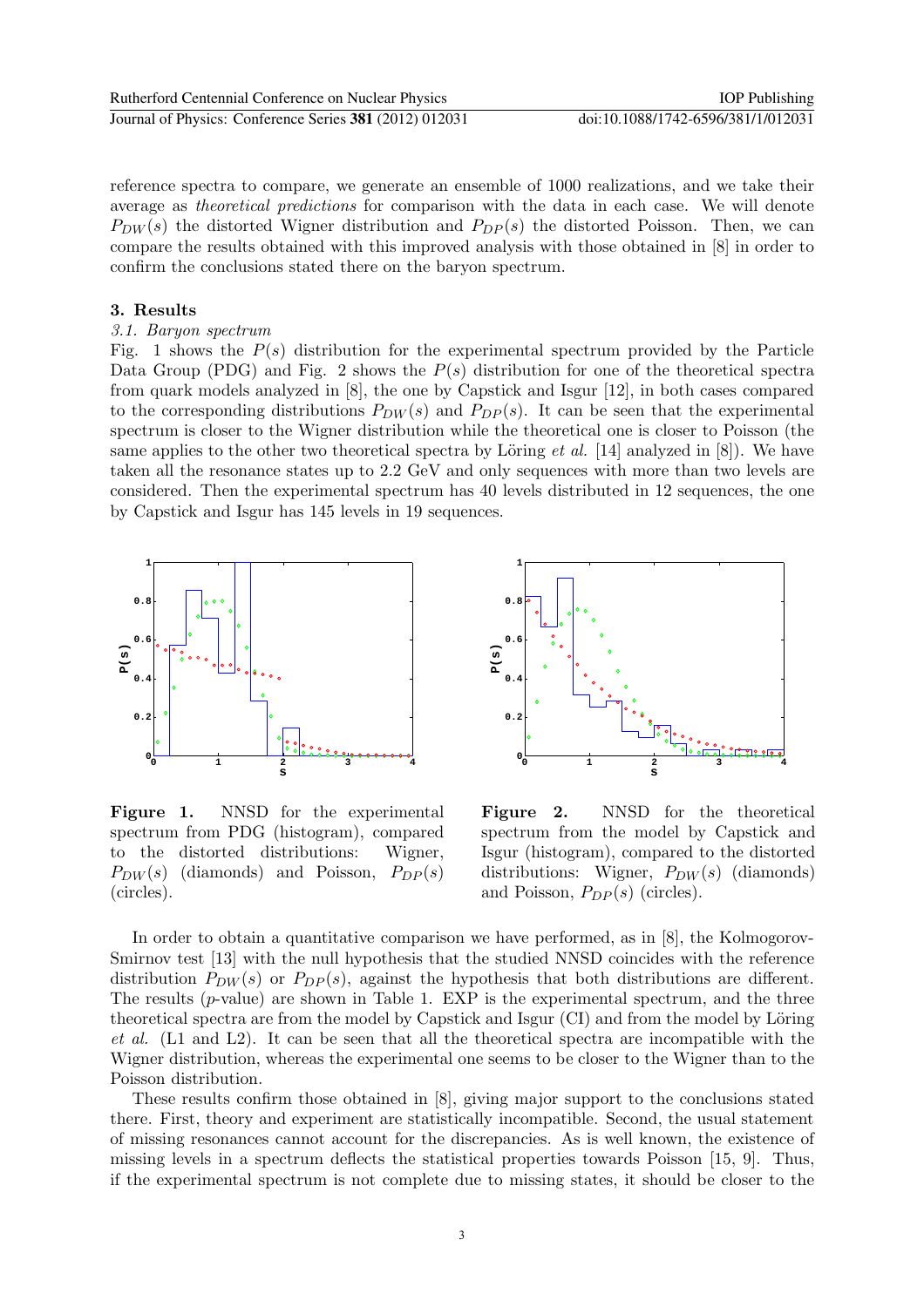reference spectra to compare, we generate an ensemble of 1000 realizations, and we take their average as *theoretical predictions* for comparison with the data in each case. We will denote $P_{DW}(s)$ the distorted Wigner distribution and $P_{DP}(s)$ the distorted Poisson. Then, we can compare the results obtained with this improved analysis with those obtained in [8] in order to confirm the conclusions stated there on the baryon spectrum.

## 3. Results

### *3.1. Baryon spectrum*

Fig. 1 shows the $P(s)$ distribution for the experimental spectrum provided by the Particle Data Group (PDG) and Fig. 2 shows the $P(s)$ distribution for one of the theoretical spectra from quark models analyzed in [8], the one by Capstick and Isgur [12], in both cases compared to the corresponding distributions $P_{DW}(s)$ and $P_{DP}(s)$. It can be seen that the experimental spectrum is closer to the Wigner distribution while the theoretical one is closer to Poisson (the same applies to the other two theoretical spectra by Löring *et al.* [14] analyzed in [8]). We have taken all the resonance states up to 2.2 GeV and only sequences with more than two levels are considered. Then the experimental spectrum has 40 levels distributed in 12 sequences, the one by Capstick and Isgur has 145 levels in 19 sequences.

**Figure 1.** NNSD for the experimental spectrum from PDG (histogram), compared to the distorted distributions: Wigner, $P_{DW}(s)$ (diamonds) and Poisson, $P_{DP}(s)$ (circles).

**Figure 2.** NNSD for the theoretical spectrum from the model by Capstick and Isgur (histogram), compared to the distorted distributions: Wigner, $P_{DW}(s)$ (diamonds) and Poisson, $P_{DP}(s)$ (circles).

In order to obtain a quantitative comparison we have performed, as in [8], the Kolmogorov-Smirnov test [13] with the null hypothesis that the studied NNSD coincides with the reference distribution $P_{DW}(s)$ or $P_{DP}(s)$, against the hypothesis that both distributions are different. The results ($p$-value) are shown in Table 1. EXP is the experimental spectrum, and the three theoretical spectra are from the model by Capstick and Isgur (CI) and from the model by Löring *et al.* (L1 and L2). It can be seen that all the theoretical spectra are incompatible with the Wigner distribution, whereas the experimental one seems to be closer to the Wigner than to the Poisson distribution.

These results confirm those obtained in [8], giving major support to the conclusions stated there. First, theory and experiment are statistically incompatible. Second, the usual statement of missing resonances cannot account for the discrepancies. As is well known, the existence of missing levels in a spectrum deflects the statistical properties towards Poisson [15, 9]. Thus, if the experimental spectrum is not complete due to missing states, it should be closer to the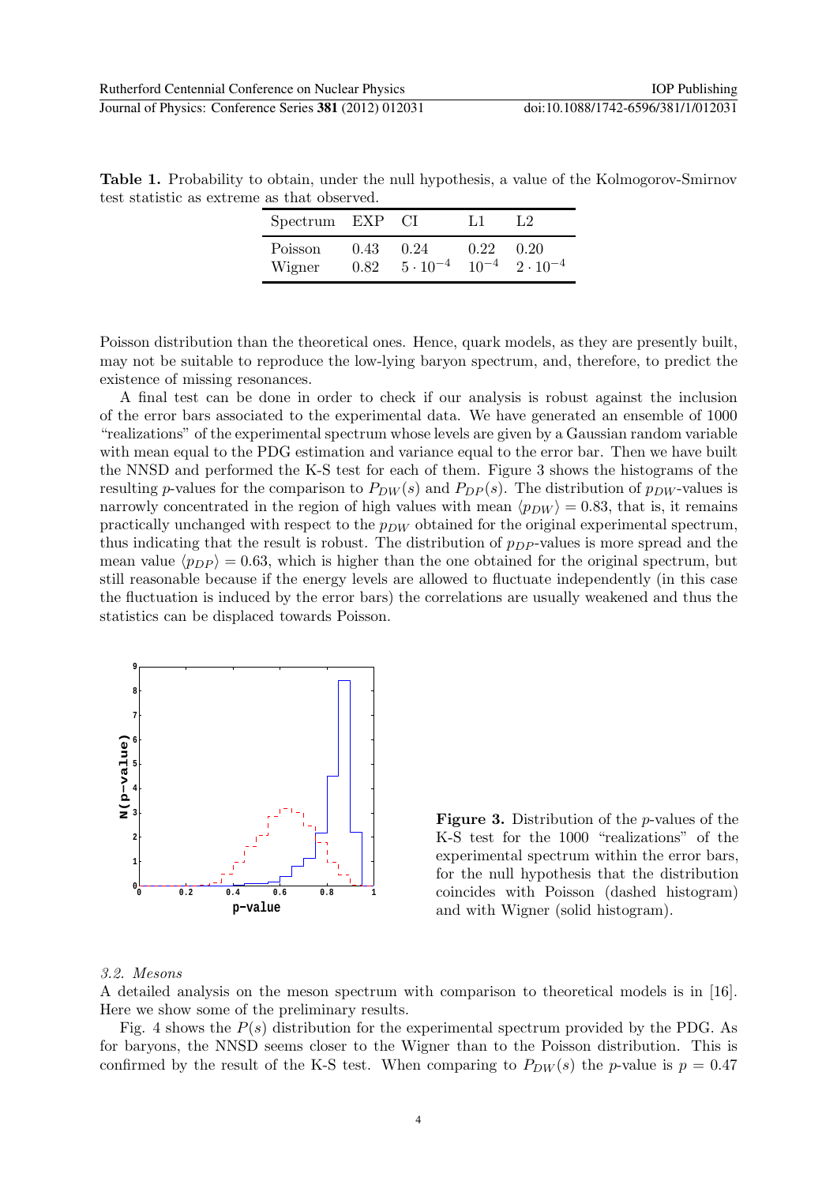**Table 1.** Probability to obtain, under the null hypothesis, a value of the Kolmogorov-Smirnov test statistic as extreme as that observed.

| Spectrum | EXP | CI | L1 | L2 |
|---|---|---|---|---|
| Poisson | 0.43 | 0.24 | 0.22 | 0.20 |
| Wigner | 0.82 | $5 \cdot 10^{-4}$ | $10^{-4}$ | $2 \cdot 10^{-4}$ |

Poisson distribution than the theoretical ones. Hence, quark models, as they are presently built, may not be suitable to reproduce the low-lying baryon spectrum, and, therefore, to predict the existence of missing resonances.

A final test can be done in order to check if our analysis is robust against the inclusion of the error bars associated to the experimental data. We have generated an ensemble of 1000 "realizations" of the experimental spectrum whose levels are given by a Gaussian random variable with mean equal to the PDG estimation and variance equal to the error bar. Then we have built the NNSD and performed the K-S test for each of them. Figure 3 shows the histograms of the resulting $p$-values for the comparison to $P_{DW}(s)$ and $P_{DP}(s)$. The distribution of $p_{DW}$-values is narrowly concentrated in the region of high values with mean $\langle p_{DW} \rangle = 0.83$, that is, it remains practically unchanged with respect to the $p_{DW}$ obtained for the original experimental spectrum, thus indicating that the result is robust. The distribution of $p_{DP}$-values is more spread and the mean value $\langle p_{DP} \rangle = 0.63$, which is higher than the one obtained for the original spectrum, but still reasonable because if the energy levels are allowed to fluctuate independently (in this case the fluctuation is induced by the error bars) the correlations are usually weakened and thus the statistics can be displaced towards Poisson.

**Figure 3.** Distribution of the $p$-values of the K-S test for the 1000 "realizations" of the experimental spectrum within the error bars, for the null hypothesis that the distribution coincides with Poisson (dashed histogram) and with Wigner (solid histogram).

### *3.2. Mesons*

A detailed analysis on the meson spectrum with comparison to theoretical models is in [16]. Here we show some of the preliminary results.

Fig. 4 shows the $P(s)$ distribution for the experimental spectrum provided by the PDG. As for baryons, the NNSD seems closer to the Wigner than to the Poisson distribution. This is confirmed by the result of the K-S test. When comparing to $P_{DW}(s)$ the $p$-value is $p = 0.47$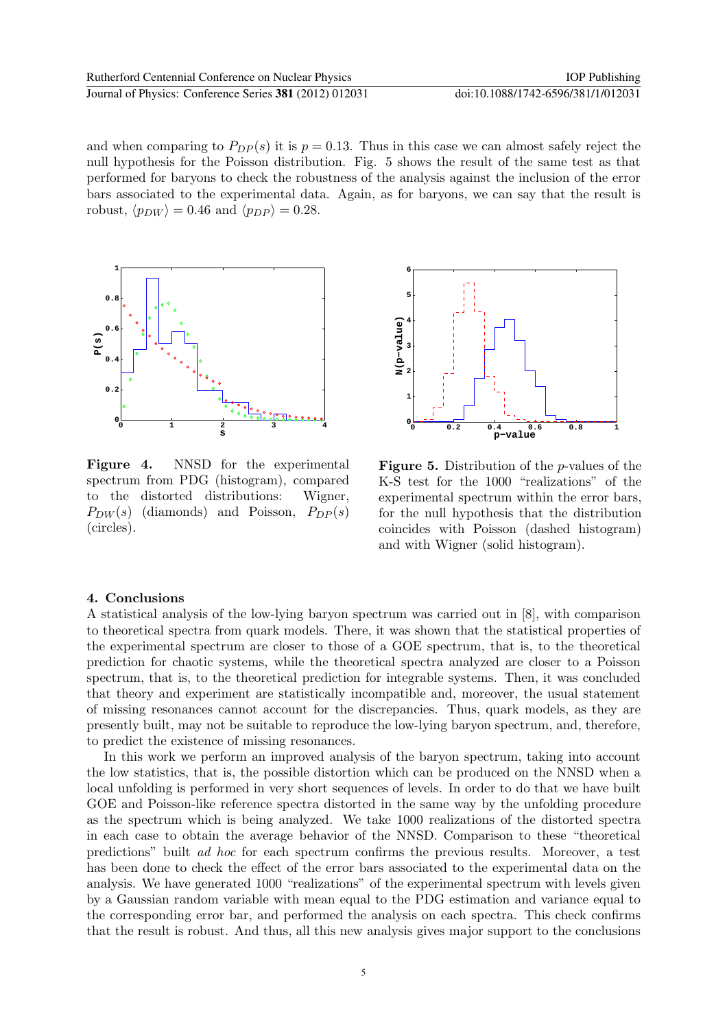and when comparing to $P_{DP}(s)$ it is $p = 0.13$. Thus in this case we can almost safely reject the null hypothesis for the Poisson distribution. Fig. 5 shows the result of the same test as that performed for baryons to check the robustness of the analysis against the inclusion of the error bars associated to the experimental data. Again, as for baryons, we can say that the result is robust, $\langle p_{DW} \rangle = 0.46$ and $\langle p_{DP} \rangle = 0.28$.

**Figure 4.** NNSD for the experimental spectrum from PDG (histogram), compared to the distorted distributions: Wigner, $P_{DW}(s)$ (diamonds) and Poisson, $P_{DP}(s)$ (circles).

**Figure 5.** Distribution of the $p$-values of the K-S test for the 1000 "realizations" of the experimental spectrum within the error bars, for the null hypothesis that the distribution coincides with Poisson (dashed histogram) and with Wigner (solid histogram).

## 4. Conclusions

A statistical analysis of the low-lying baryon spectrum was carried out in [8], with comparison to theoretical spectra from quark models. There, it was shown that the statistical properties of the experimental spectrum are closer to those of a GOE spectrum, that is, to the theoretical prediction for chaotic systems, while the theoretical spectra analyzed are closer to a Poisson spectrum, that is, to the theoretical prediction for integrable systems. Then, it was concluded that theory and experiment are statistically incompatible and, moreover, the usual statement of missing resonances cannot account for the discrepancies. Thus, quark models, as they are presently built, may not be suitable to reproduce the low-lying baryon spectrum, and, therefore, to predict the existence of missing resonances.

In this work we perform an improved analysis of the baryon spectrum, taking into account the low statistics, that is, the possible distortion which can be produced on the NNSD when a local unfolding is performed in very short sequences of levels. In order to do that we have built GOE and Poisson-like reference spectra distorted in the same way by the unfolding procedure as the spectrum which is being analyzed. We take 1000 realizations of the distorted spectra in each case to obtain the average behavior of the NNSD. Comparison to these "theoretical predictions" built *ad hoc* for each spectrum confirms the previous results. Moreover, a test has been done to check the effect of the error bars associated to the experimental data on the analysis. We have generated 1000 "realizations" of the experimental spectrum with levels given by a Gaussian random variable with mean equal to the PDG estimation and variance equal to the corresponding error bar, and performed the analysis on each spectra. This check confirms that the result is robust. And thus, all this new analysis gives major support to the conclusions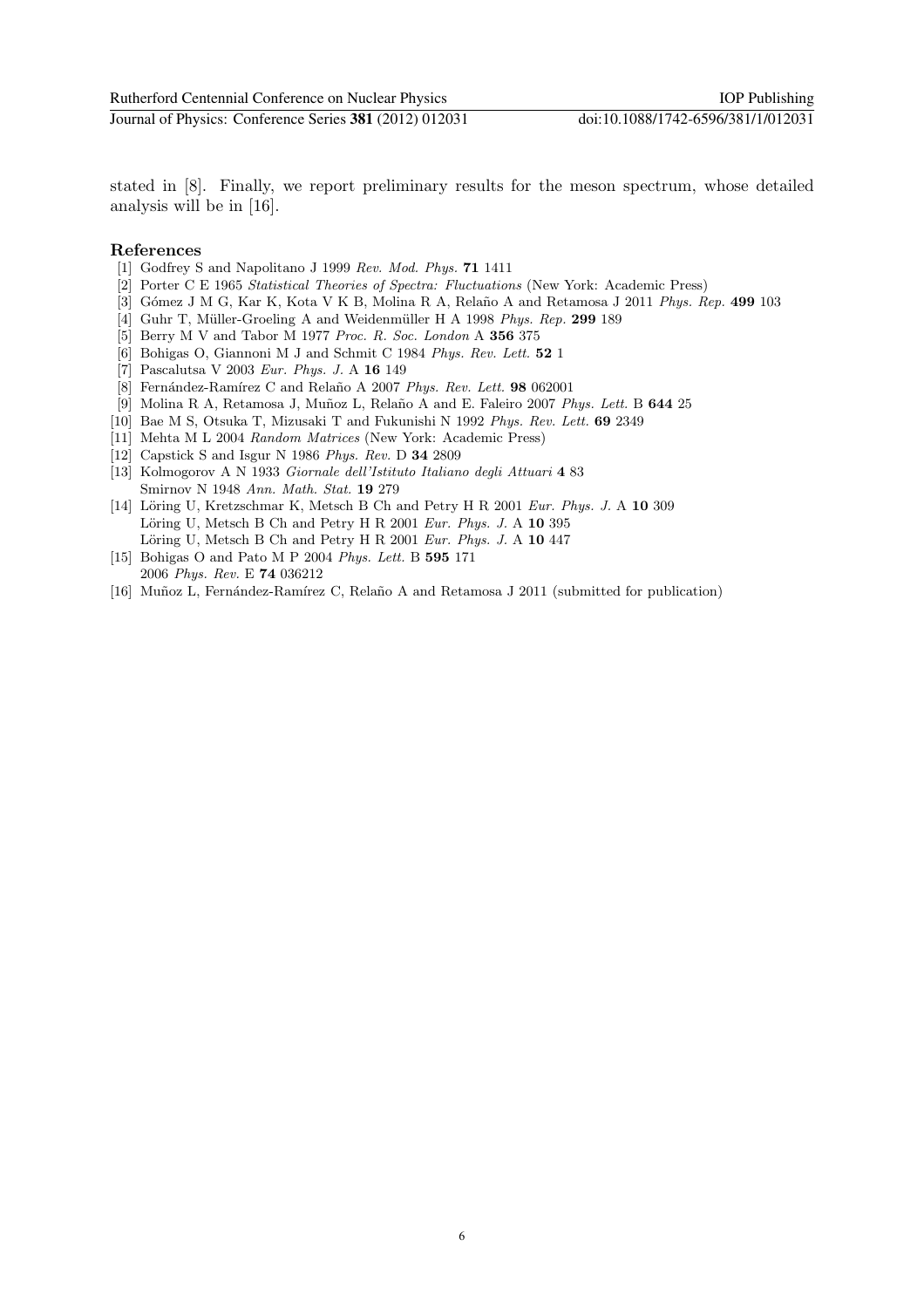stated in [8]. Finally, we report preliminary results for the meson spectrum, whose detailed analysis will be in [16].

## References

[1] Godfrey S and Napolitano J 1999 *Rev. Mod. Phys.* **71** 1411

[2] Porter C E 1965 *Statistical Theories of Spectra: Fluctuations* (New York: Academic Press)

[3] Gómez J M G, Kar K, Kota V K B, Molina R A, Relaño A and Retamosa J 2011 *Phys. Rep.* **499** 103

[4] Guhr T, Müller-Groeling A and Weidenmüller H A 1998 *Phys. Rep.* **299** 189

[5] Berry M V and Tabor M 1977 *Proc. R. Soc. London* A **356** 375

[6] Bohigas O, Giannoni M J and Schmit C 1984 *Phys. Rev. Lett.* **52** 1

[7] Pascalutsa V 2003 *Eur. Phys. J.* A **16** 149

[8] Fernández-Ramírez C and Relaño A 2007 *Phys. Rev. Lett.* **98** 062001

[9] Molina R A, Retamosa J, Muñoz L, Relaño A and E. Faleiro 2007 *Phys. Lett.* B **644** 25

[10] Bae M S, Otsuka T, Mizusaki T and Fukunishi N 1992 *Phys. Rev. Lett.* **69** 2349

[11] Mehta M L 2004 *Random Matrices* (New York: Academic Press)

[12] Capstick S and Isgur N 1986 *Phys. Rev.* D **34** 2809

[13] Kolmogorov A N 1933 *Giornale dell'Istituto Italiano degli Attuari* **4** 83
Smirnov N 1948 *Ann. Math. Stat.* **19** 279

[14] Löring U, Kretzschmar K, Metsch B Ch and Petry H R 2001 *Eur. Phys. J.* A **10** 309
Löring U, Metsch B Ch and Petry H R 2001 *Eur. Phys. J.* A **10** 395
Löring U, Metsch B Ch and Petry H R 2001 *Eur. Phys. J.* A **10** 447

[15] Bohigas O and Pato M P 2004 *Phys. Lett.* B **595** 171
2006 *Phys. Rev.* E **74** 036212

[16] Muñoz L, Fernández-Ramírez C, Relaño A and Retamosa J 2011 (submitted for publication)